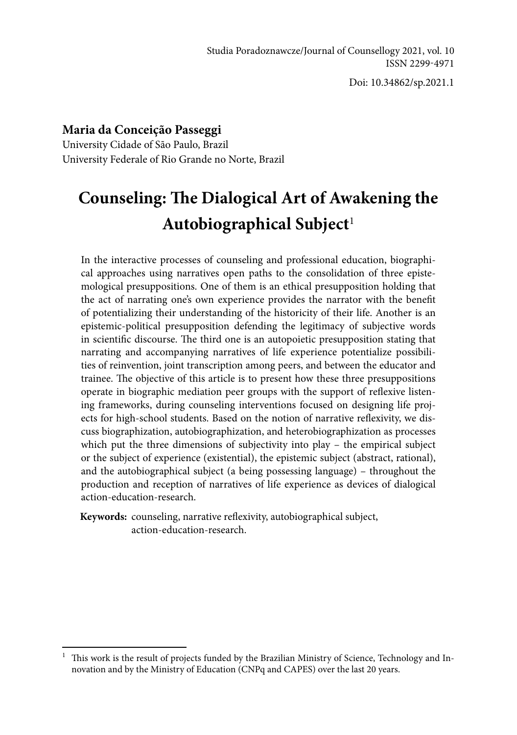Studia Poradoznawcze/Journal of Counsellogy 2021, vol. 10
ISSN 2299-4971

Doi: 10.34862/sp.2021.1

**Maria da Conceição Passeggi**
University Cidade of São Paulo, Brazil
University Federale of Rio Grande no Norte, Brazil

# Counseling: The Dialogical Art of Awakening the Autobiographical Subject[1]

In the interactive processes of counseling and professional education, biographical approaches using narratives open paths to the consolidation of three epistemological presuppositions. One of them is an ethical presupposition holding that the act of narrating one's own experience provides the narrator with the benefit of potentializing their understanding of the historicity of their life. Another is an epistemic-political presupposition defending the legitimacy of subjective words in scientific discourse. The third one is an autopoietic presupposition stating that narrating and accompanying narratives of life experience potentialize possibilities of reinvention, joint transcription among peers, and between the educator and trainee. The objective of this article is to present how these three presuppositions operate in biographic mediation peer groups with the support of reflexive listening frameworks, during counseling interventions focused on designing life projects for high-school students. Based on the notion of narrative reflexivity, we discuss biographization, autobiographization, and heterobiographization as processes which put the three dimensions of subjectivity into play – the empirical subject or the subject of experience (existential), the epistemic subject (abstract, rational), and the autobiographical subject (a being possessing language) – throughout the production and reception of narratives of life experience as devices of dialogical action-education-research.

**Keywords:** counseling, narrative reflexivity, autobiographical subject, action-education-research.

---

[1] This work is the result of projects funded by the Brazilian Ministry of Science, Technology and Innovation and by the Ministry of Education (CNPq and CAPES) over the last 20 years.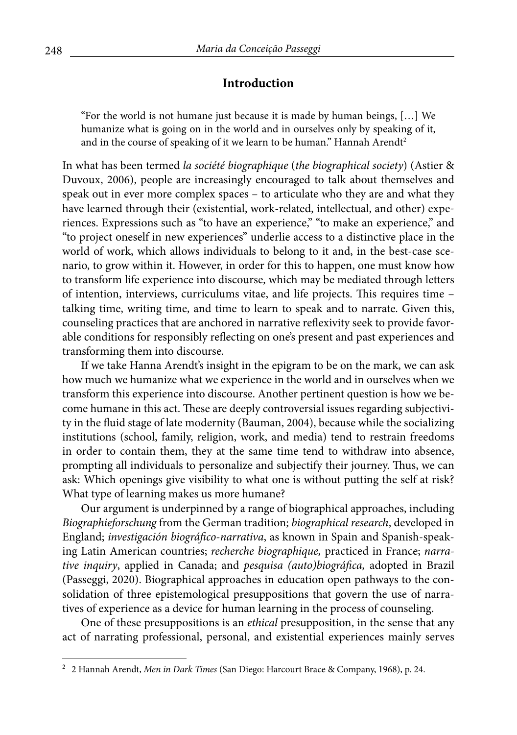## Introduction

> "For the world is not humane just because it is made by human beings, […] We humanize what is going on in the world and in ourselves only by speaking of it, and in the course of speaking of it we learn to be human." Hannah Arendt[2]

In what has been termed *la société biographique* (*the biographical society*) (Astier & Duvoux, 2006), people are increasingly encouraged to talk about themselves and speak out in ever more complex spaces – to articulate who they are and what they have learned through their (existential, work-related, intellectual, and other) experiences. Expressions such as "to have an experience," "to make an experience," and "to project oneself in new experiences" underlie access to a distinctive place in the world of work, which allows individuals to belong to it and, in the best-case scenario, to grow within it. However, in order for this to happen, one must know how to transform life experience into discourse, which may be mediated through letters of intention, interviews, curriculums vitae, and life projects. This requires time – talking time, writing time, and time to learn to speak and to narrate. Given this, counseling practices that are anchored in narrative reflexivity seek to provide favorable conditions for responsibly reflecting on one's present and past experiences and transforming them into discourse.

If we take Hanna Arendt's insight in the epigram to be on the mark, we can ask how much we humanize what we experience in the world and in ourselves when we transform this experience into discourse. Another pertinent question is how we become humane in this act. These are deeply controversial issues regarding subjectivity in the fluid stage of late modernity (Bauman, 2004), because while the socializing institutions (school, family, religion, work, and media) tend to restrain freedoms in order to contain them, they at the same time tend to withdraw into absence, prompting all individuals to personalize and subjectify their journey. Thus, we can ask: Which openings give visibility to what one is without putting the self at risk? What type of learning makes us more humane?

Our argument is underpinned by a range of biographical approaches, including *Biographieforschung* from the German tradition; *biographical research*, developed in England; *investigación biográfico-narrativa*, as known in Spain and Spanish-speaking Latin American countries; *recherche biographique,* practiced in France; *narrative inquiry*, applied in Canada; and *pesquisa (auto)biográfica,* adopted in Brazil (Passeggi, 2020). Biographical approaches in education open pathways to the consolidation of three epistemological presuppositions that govern the use of narratives of experience as a device for human learning in the process of counseling.

One of these presuppositions is an *ethical* presupposition, in the sense that any act of narrating professional, personal, and existential experiences mainly serves

---

[2] 2 Hannah Arendt, *Men in Dark Times* (San Diego: Harcourt Brace & Company, 1968), p. 24.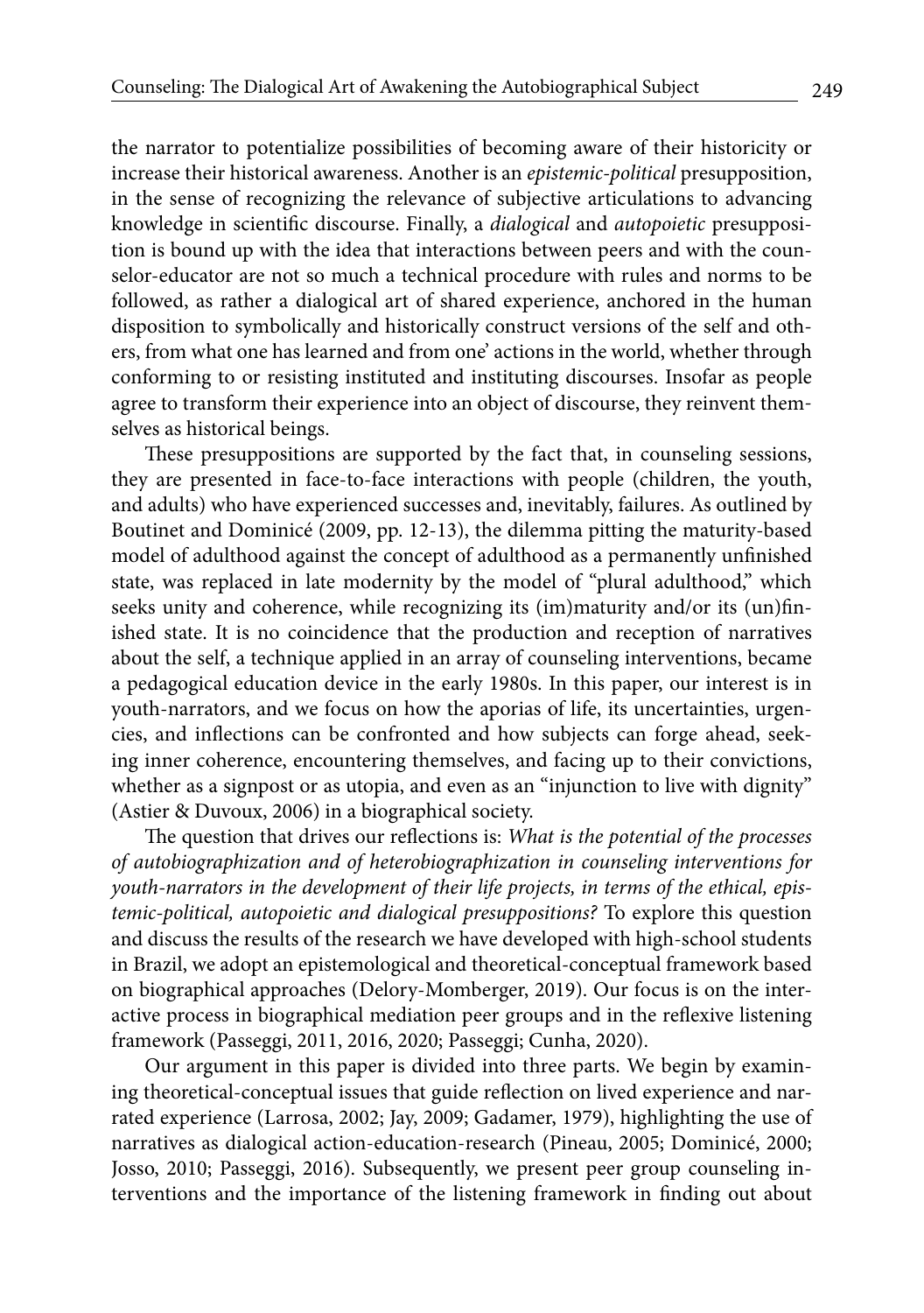the narrator to potentialize possibilities of becoming aware of their historicity or increase their historical awareness. Another is an *epistemic-political* presupposition, in the sense of recognizing the relevance of subjective articulations to advancing knowledge in scientific discourse. Finally, a *dialogical* and *autopoietic* presupposition is bound up with the idea that interactions between peers and with the counselor-educator are not so much a technical procedure with rules and norms to be followed, as rather a dialogical art of shared experience, anchored in the human disposition to symbolically and historically construct versions of the self and others, from what one has learned and from one' actions in the world, whether through conforming to or resisting instituted and instituting discourses. Insofar as people agree to transform their experience into an object of discourse, they reinvent themselves as historical beings.

These presuppositions are supported by the fact that, in counseling sessions, they are presented in face-to-face interactions with people (children, the youth, and adults) who have experienced successes and, inevitably, failures. As outlined by Boutinet and Dominicé (2009, pp. 12-13), the dilemma pitting the maturity-based model of adulthood against the concept of adulthood as a permanently unfinished state, was replaced in late modernity by the model of "plural adulthood," which seeks unity and coherence, while recognizing its (im)maturity and/or its (un)finished state. It is no coincidence that the production and reception of narratives about the self, a technique applied in an array of counseling interventions, became a pedagogical education device in the early 1980s. In this paper, our interest is in youth-narrators, and we focus on how the aporias of life, its uncertainties, urgencies, and inflections can be confronted and how subjects can forge ahead, seeking inner coherence, encountering themselves, and facing up to their convictions, whether as a signpost or as utopia, and even as an "injunction to live with dignity" (Astier & Duvoux, 2006) in a biographical society.

The question that drives our reflections is: *What is the potential of the processes of autobiographization and of heterobiographization in counseling interventions for youth-narrators in the development of their life projects, in terms of the ethical, epistemic-political, autopoietic and dialogical presuppositions?* To explore this question and discuss the results of the research we have developed with high-school students in Brazil, we adopt an epistemological and theoretical-conceptual framework based on biographical approaches (Delory-Momberger, 2019). Our focus is on the interactive process in biographical mediation peer groups and in the reflexive listening framework (Passeggi, 2011, 2016, 2020; Passeggi; Cunha, 2020).

Our argument in this paper is divided into three parts. We begin by examining theoretical-conceptual issues that guide reflection on lived experience and narrated experience (Larrosa, 2002; Jay, 2009; Gadamer, 1979), highlighting the use of narratives as dialogical action-education-research (Pineau, 2005; Dominicé, 2000; Josso, 2010; Passeggi, 2016). Subsequently, we present peer group counseling interventions and the importance of the listening framework in finding out about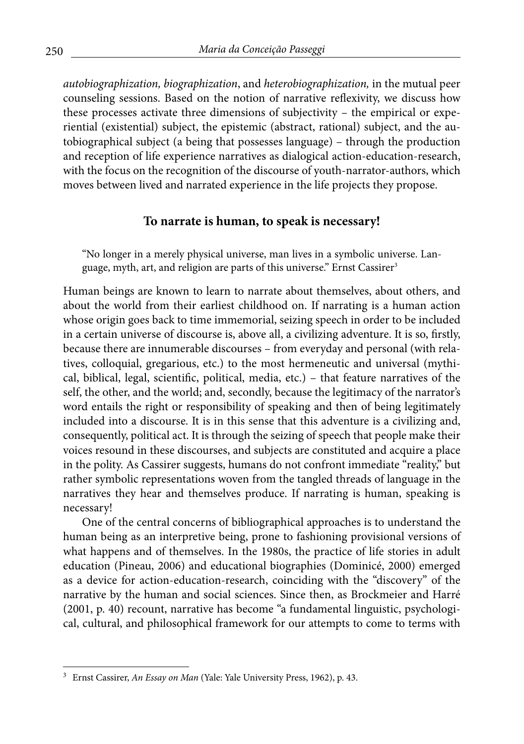*autobiographization, biographization*, and *heterobiographization,* in the mutual peer counseling sessions. Based on the notion of narrative reflexivity, we discuss how these processes activate three dimensions of subjectivity – the empirical or experiential (existential) subject, the epistemic (abstract, rational) subject, and the autobiographical subject (a being that possesses language) – through the production and reception of life experience narratives as dialogical action-education-research, with the focus on the recognition of the discourse of youth-narrator-authors, which moves between lived and narrated experience in the life projects they propose.

## To narrate is human, to speak is necessary!

> "No longer in a merely physical universe, man lives in a symbolic universe. Language, myth, art, and religion are parts of this universe." Ernst Cassirer[3]

Human beings are known to learn to narrate about themselves, about others, and about the world from their earliest childhood on. If narrating is a human action whose origin goes back to time immemorial, seizing speech in order to be included in a certain universe of discourse is, above all, a civilizing adventure. It is so, firstly, because there are innumerable discourses – from everyday and personal (with relatives, colloquial, gregarious, etc.) to the most hermeneutic and universal (mythical, biblical, legal, scientific, political, media, etc.) – that feature narratives of the self, the other, and the world; and, secondly, because the legitimacy of the narrator's word entails the right or responsibility of speaking and then of being legitimately included into a discourse. It is in this sense that this adventure is a civilizing and, consequently, political act. It is through the seizing of speech that people make their voices resound in these discourses, and subjects are constituted and acquire a place in the polity. As Cassirer suggests, humans do not confront immediate "reality," but rather symbolic representations woven from the tangled threads of language in the narratives they hear and themselves produce. If narrating is human, speaking is necessary!

One of the central concerns of bibliographical approaches is to understand the human being as an interpretive being, prone to fashioning provisional versions of what happens and of themselves. In the 1980s, the practice of life stories in adult education (Pineau, 2006) and educational biographies (Dominicé, 2000) emerged as a device for action-education-research, coinciding with the "discovery" of the narrative by the human and social sciences. Since then, as Brockmeier and Harré (2001, p. 40) recount, narrative has become "a fundamental linguistic, psychological, cultural, and philosophical framework for our attempts to come to terms with

---

[3] Ernst Cassirer, *An Essay on Man* (Yale: Yale University Press, 1962), p. 43.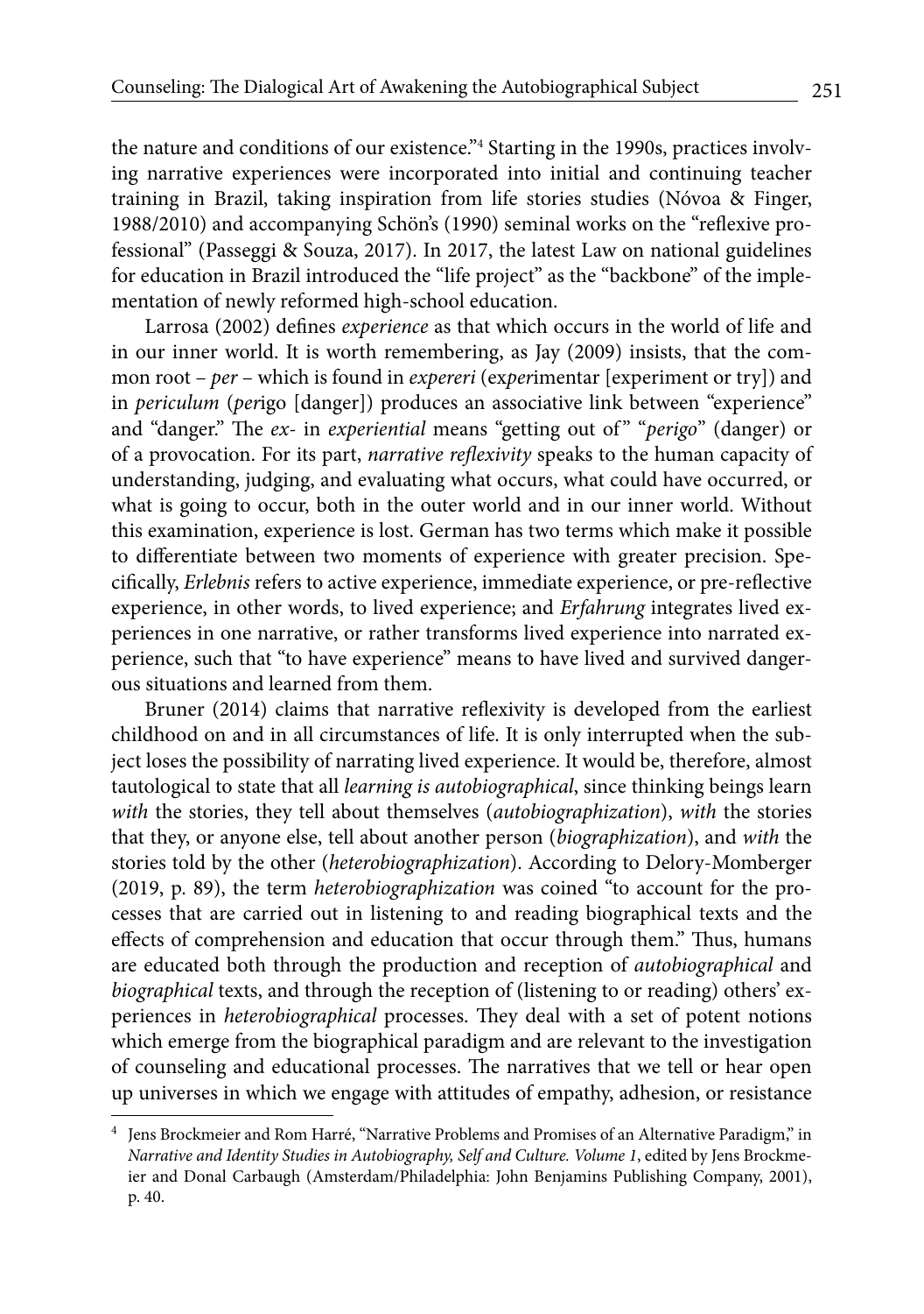the nature and conditions of our existence."[4] Starting in the 1990s, practices involving narrative experiences were incorporated into initial and continuing teacher training in Brazil, taking inspiration from life stories studies (Nóvoa & Finger, 1988/2010) and accompanying Schön's (1990) seminal works on the "reflexive professional" (Passeggi & Souza, 2017). In 2017, the latest Law on national guidelines for education in Brazil introduced the "life project" as the "backbone" of the implementation of newly reformed high-school education.

Larrosa (2002) defines *experience* as that which occurs in the world of life and in our inner world. It is worth remembering, as Jay (2009) insists, that the common root – *per* – which is found in *expereri* (ex*per*imentar [experiment or try]) and in *periculum* (*per*igo [danger]) produces an associative link between "experience" and "danger." The *ex-* in *experiential* means "getting out of" "*perigo*" (danger) or of a provocation. For its part, *narrative reflexivity* speaks to the human capacity of understanding, judging, and evaluating what occurs, what could have occurred, or what is going to occur, both in the outer world and in our inner world. Without this examination, experience is lost. German has two terms which make it possible to differentiate between two moments of experience with greater precision. Specifically, *Erlebnis* refers to active experience, immediate experience, or pre-reflective experience, in other words, to lived experience; and *Erfahrung* integrates lived experiences in one narrative, or rather transforms lived experience into narrated experience, such that "to have experience" means to have lived and survived dangerous situations and learned from them.

Bruner (2014) claims that narrative reflexivity is developed from the earliest childhood on and in all circumstances of life. It is only interrupted when the subject loses the possibility of narrating lived experience. It would be, therefore, almost tautological to state that all *learning is autobiographical*, since thinking beings learn *with* the stories, they tell about themselves (*autobiographization*), *with* the stories that they, or anyone else, tell about another person (*biographization*), and *with* the stories told by the other (*heterobiographization*). According to Delory-Momberger (2019, p. 89), the term *heterobiographization* was coined "to account for the processes that are carried out in listening to and reading biographical texts and the effects of comprehension and education that occur through them." Thus, humans are educated both through the production and reception of *autobiographical* and *biographical* texts, and through the reception of (listening to or reading) others' experiences in *heterobiographical* processes. They deal with a set of potent notions which emerge from the biographical paradigm and are relevant to the investigation of counseling and educational processes. The narratives that we tell or hear open up universes in which we engage with attitudes of empathy, adhesion, or resistance

---

[4] Jens Brockmeier and Rom Harré, "Narrative Problems and Promises of an Alternative Paradigm," in *Narrative and Identity Studies in Autobiography, Self and Culture. Volume 1*, edited by Jens Brockmeier and Donal Carbaugh (Amsterdam/Philadelphia: John Benjamins Publishing Company, 2001), p. 40.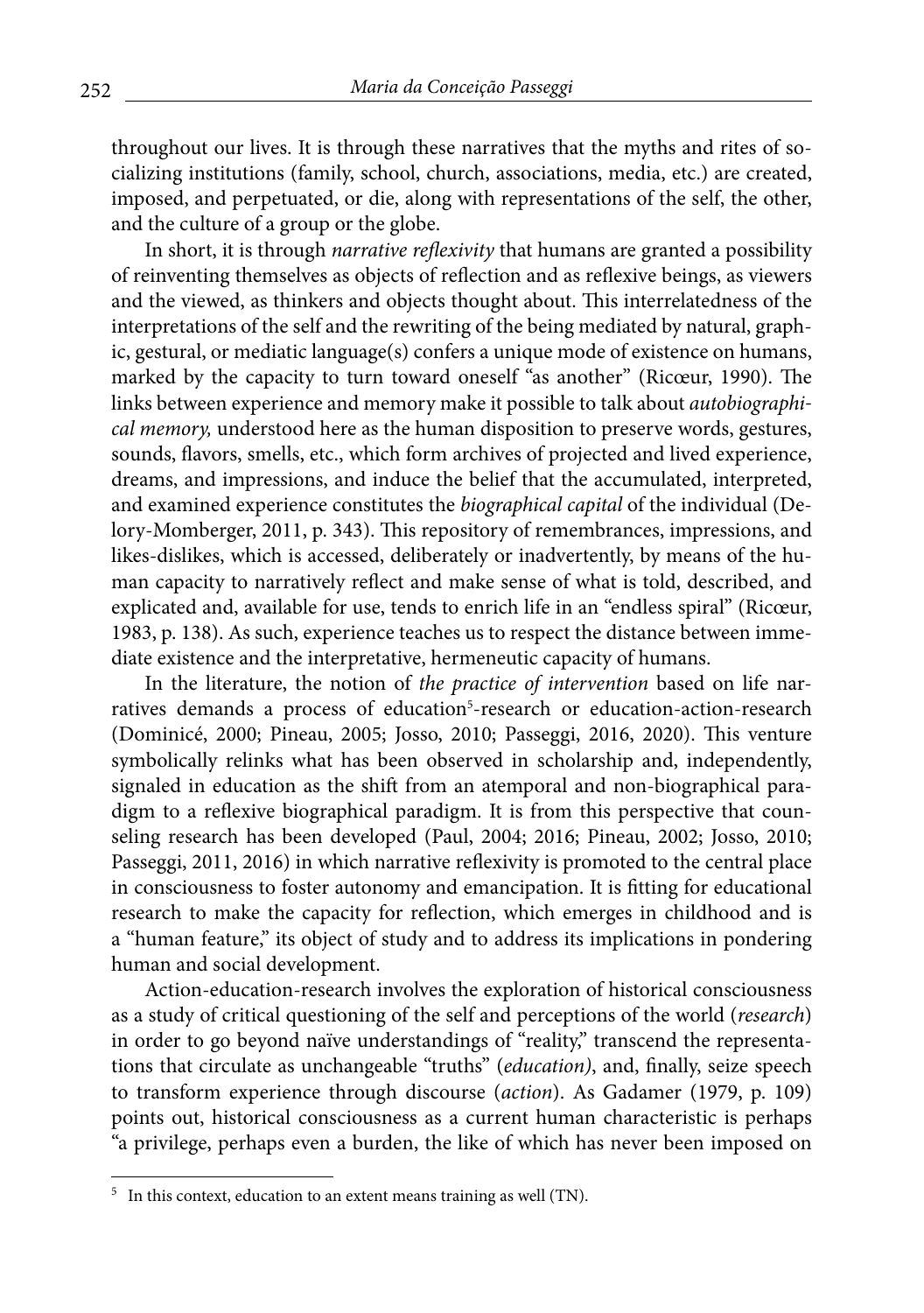throughout our lives. It is through these narratives that the myths and rites of socializing institutions (family, school, church, associations, media, etc.) are created, imposed, and perpetuated, or die, along with representations of the self, the other, and the culture of a group or the globe.

In short, it is through *narrative reflexivity* that humans are granted a possibility of reinventing themselves as objects of reflection and as reflexive beings, as viewers and the viewed, as thinkers and objects thought about. This interrelatedness of the interpretations of the self and the rewriting of the being mediated by natural, graphic, gestural, or mediatic language(s) confers a unique mode of existence on humans, marked by the capacity to turn toward oneself "as another" (Ricœur, 1990). The links between experience and memory make it possible to talk about *autobiographical memory,* understood here as the human disposition to preserve words, gestures, sounds, flavors, smells, etc., which form archives of projected and lived experience, dreams, and impressions, and induce the belief that the accumulated, interpreted, and examined experience constitutes the *biographical capital* of the individual (Delory-Momberger, 2011, p. 343). This repository of remembrances, impressions, and likes-dislikes, which is accessed, deliberately or inadvertently, by means of the human capacity to narratively reflect and make sense of what is told, described, and explicated and, available for use, tends to enrich life in an "endless spiral" (Ricœur, 1983, p. 138). As such, experience teaches us to respect the distance between immediate existence and the interpretative, hermeneutic capacity of humans.

In the literature, the notion of *the practice of intervention* based on life narratives demands a process of education[5]-research or education-action-research (Dominicé, 2000; Pineau, 2005; Josso, 2010; Passeggi, 2016, 2020). This venture symbolically relinks what has been observed in scholarship and, independently, signaled in education as the shift from an atemporal and non-biographical paradigm to a reflexive biographical paradigm. It is from this perspective that counseling research has been developed (Paul, 2004; 2016; Pineau, 2002; Josso, 2010; Passeggi, 2011, 2016) in which narrative reflexivity is promoted to the central place in consciousness to foster autonomy and emancipation. It is fitting for educational research to make the capacity for reflection, which emerges in childhood and is a "human feature," its object of study and to address its implications in pondering human and social development.

Action-education-research involves the exploration of historical consciousness as a study of critical questioning of the self and perceptions of the world (*research*) in order to go beyond naïve understandings of "reality," transcend the representations that circulate as unchangeable "truths" (*education)*, and, finally, seize speech to transform experience through discourse (*action*). As Gadamer (1979, p. 109) points out, historical consciousness as a current human characteristic is perhaps "a privilege, perhaps even a burden, the like of which has never been imposed on

---

[5] In this context, education to an extent means training as well (TN).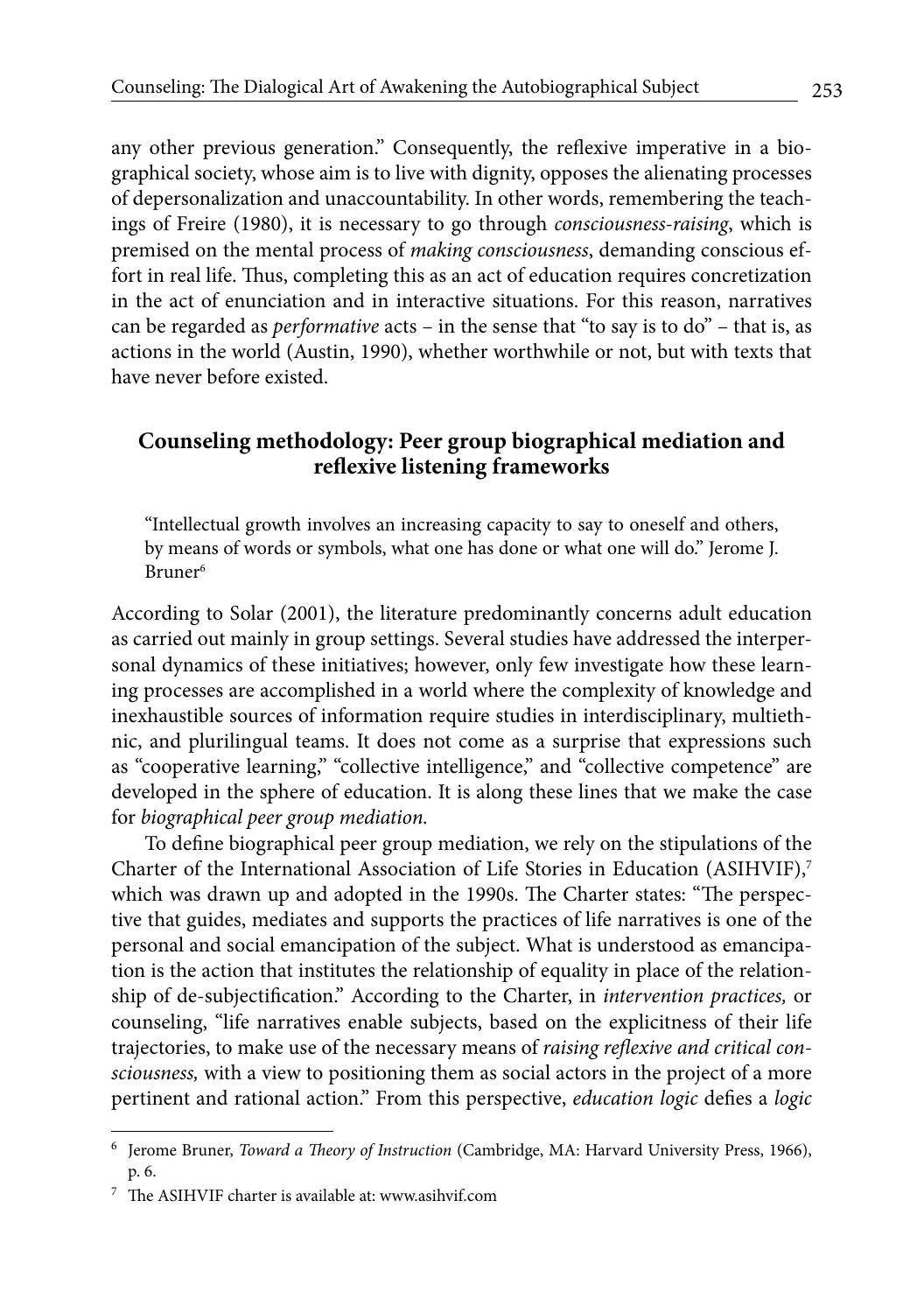any other previous generation." Consequently, the reflexive imperative in a biographical society, whose aim is to live with dignity, opposes the alienating processes of depersonalization and unaccountability. In other words, remembering the teachings of Freire (1980), it is necessary to go through *consciousness-raising*, which is premised on the mental process of *making consciousness*, demanding conscious effort in real life. Thus, completing this as an act of education requires concretization in the act of enunciation and in interactive situations. For this reason, narratives can be regarded as *performative* acts – in the sense that "to say is to do" – that is, as actions in the world (Austin, 1990), whether worthwhile or not, but with texts that have never before existed.

## Counseling methodology: Peer group biographical mediation and reflexive listening frameworks

> "Intellectual growth involves an increasing capacity to say to oneself and others, by means of words or symbols, what one has done or what one will do." Jerome J. Bruner[6]

According to Solar (2001), the literature predominantly concerns adult education as carried out mainly in group settings. Several studies have addressed the interpersonal dynamics of these initiatives; however, only few investigate how these learning processes are accomplished in a world where the complexity of knowledge and inexhaustible sources of information require studies in interdisciplinary, multiethnic, and plurilingual teams. It does not come as a surprise that expressions such as "cooperative learning," "collective intelligence," and "collective competence" are developed in the sphere of education. It is along these lines that we make the case for *biographical peer group mediation.*

To define biographical peer group mediation, we rely on the stipulations of the Charter of the International Association of Life Stories in Education (ASIHVIF),[7] which was drawn up and adopted in the 1990s. The Charter states: "The perspective that guides, mediates and supports the practices of life narratives is one of the personal and social emancipation of the subject. What is understood as emancipation is the action that institutes the relationship of equality in place of the relationship of de-subjectification." According to the Charter, in *intervention practices,* or counseling, "life narratives enable subjects, based on the explicitness of their life trajectories, to make use of the necessary means of *raising reflexive and critical consciousness,* with a view to positioning them as social actors in the project of a more pertinent and rational action." From this perspective, *education logic* defies a *logic*

---

[6] Jerome Bruner, *Toward a Theory of Instruction* (Cambridge, MA: Harvard University Press, 1966), p. 6.

[7] The ASIHVIF charter is available at: www.asihvif.com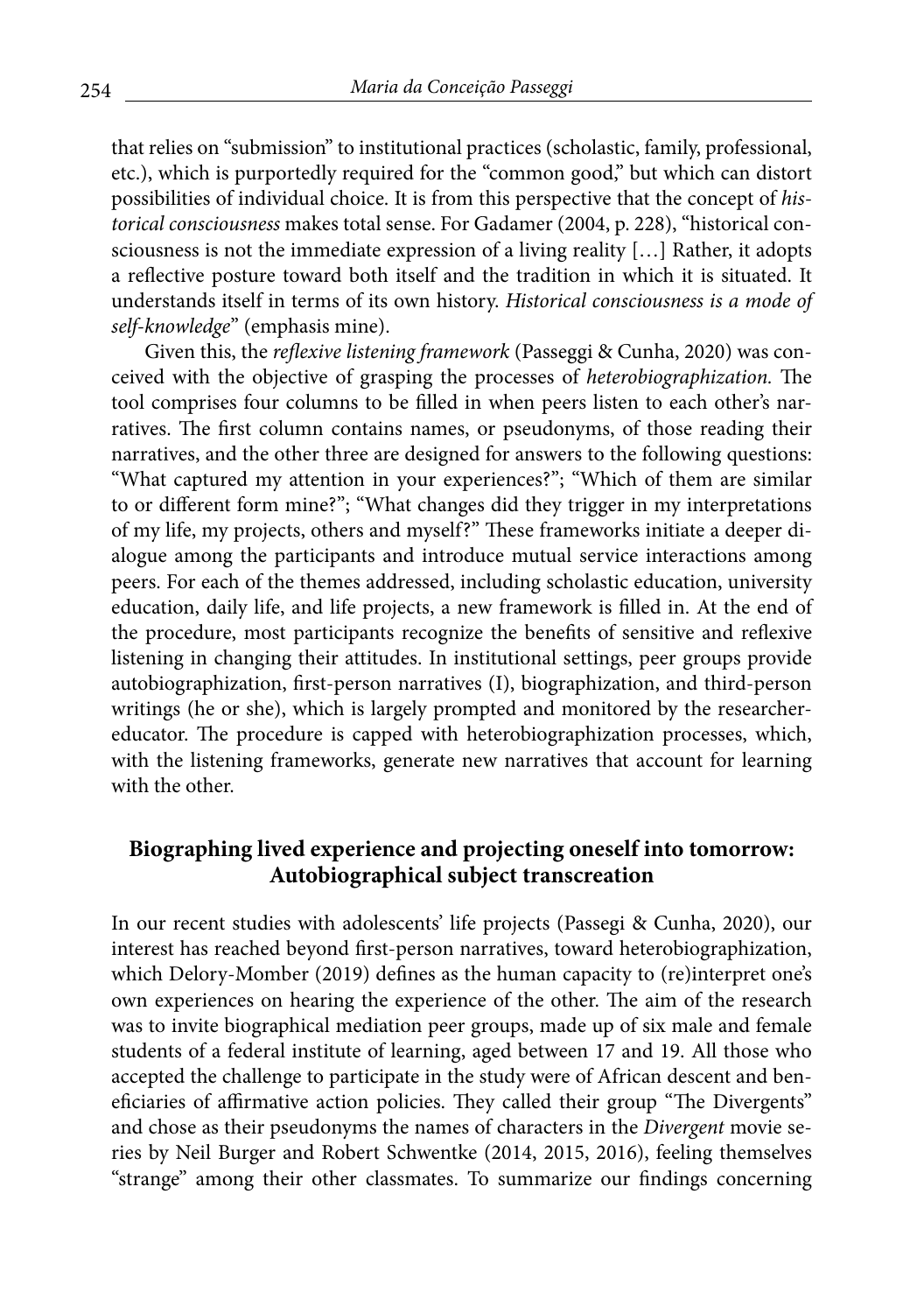that relies on "submission" to institutional practices (scholastic, family, professional, etc.), which is purportedly required for the "common good," but which can distort possibilities of individual choice. It is from this perspective that the concept of *historical consciousness* makes total sense. For Gadamer (2004, p. 228), "historical consciousness is not the immediate expression of a living reality […] Rather, it adopts a reflective posture toward both itself and the tradition in which it is situated. It understands itself in terms of its own history. *Historical consciousness is a mode of self-knowledge*" (emphasis mine).

Given this, the *reflexive listening framework* (Passeggi & Cunha, 2020) was conceived with the objective of grasping the processes of *heterobiographization.* The tool comprises four columns to be filled in when peers listen to each other's narratives. The first column contains names, or pseudonyms, of those reading their narratives, and the other three are designed for answers to the following questions: "What captured my attention in your experiences?"; "Which of them are similar to or different form mine?"; "What changes did they trigger in my interpretations of my life, my projects, others and myself?" These frameworks initiate a deeper dialogue among the participants and introduce mutual service interactions among peers. For each of the themes addressed, including scholastic education, university education, daily life, and life projects, a new framework is filled in. At the end of the procedure, most participants recognize the benefits of sensitive and reflexive listening in changing their attitudes. In institutional settings, peer groups provide autobiographization, first-person narratives (I), biographization, and third-person writings (he or she), which is largely prompted and monitored by the researcher-educator. The procedure is capped with heterobiographization processes, which, with the listening frameworks, generate new narratives that account for learning with the other.

## Biographing lived experience and projecting oneself into tomorrow: Autobiographical subject transcreation

In our recent studies with adolescents' life projects (Passegi & Cunha, 2020), our interest has reached beyond first-person narratives, toward heterobiographization, which Delory-Momber (2019) defines as the human capacity to (re)interpret one's own experiences on hearing the experience of the other. The aim of the research was to invite biographical mediation peer groups, made up of six male and female students of a federal institute of learning, aged between 17 and 19. All those who accepted the challenge to participate in the study were of African descent and beneficiaries of affirmative action policies. They called their group "The Divergents" and chose as their pseudonyms the names of characters in the *Divergent* movie series by Neil Burger and Robert Schwentke (2014, 2015, 2016), feeling themselves "strange" among their other classmates. To summarize our findings concerning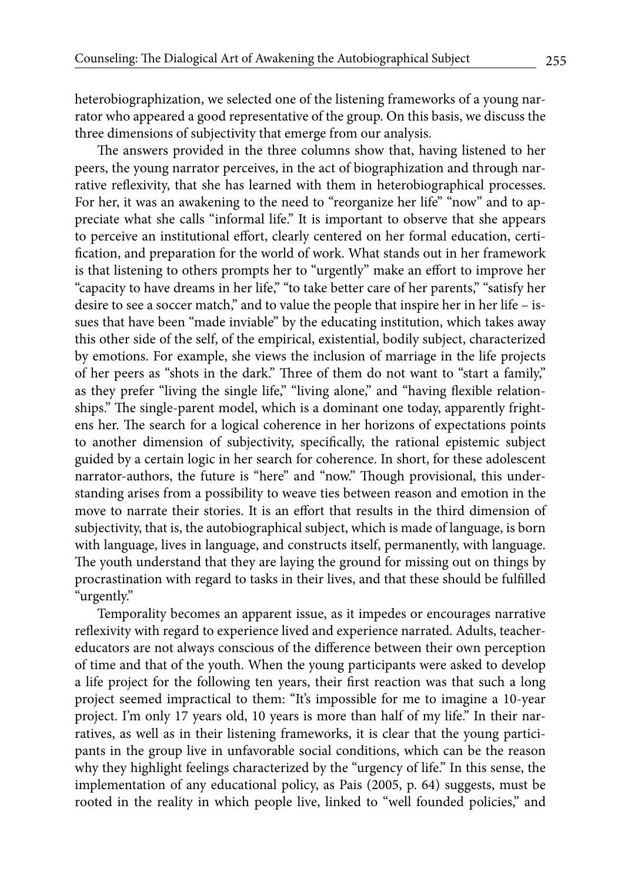heterobiographization, we selected one of the listening frameworks of a young narrator who appeared a good representative of the group. On this basis, we discuss the three dimensions of subjectivity that emerge from our analysis.

The answers provided in the three columns show that, having listened to her peers, the young narrator perceives, in the act of biographization and through narrative reflexivity, that she has learned with them in heterobiographical processes. For her, it was an awakening to the need to "reorganize her life" "now" and to appreciate what she calls "informal life." It is important to observe that she appears to perceive an institutional effort, clearly centered on her formal education, certification, and preparation for the world of work. What stands out in her framework is that listening to others prompts her to "urgently" make an effort to improve her "capacity to have dreams in her life," "to take better care of her parents," "satisfy her desire to see a soccer match," and to value the people that inspire her in her life – issues that have been "made inviable" by the educating institution, which takes away this other side of the self, of the empirical, existential, bodily subject, characterized by emotions. For example, she views the inclusion of marriage in the life projects of her peers as "shots in the dark." Three of them do not want to "start a family," as they prefer "living the single life," "living alone," and "having flexible relationships." The single-parent model, which is a dominant one today, apparently frightens her. The search for a logical coherence in her horizons of expectations points to another dimension of subjectivity, specifically, the rational epistemic subject guided by a certain logic in her search for coherence. In short, for these adolescent narrator-authors, the future is "here" and "now." Though provisional, this understanding arises from a possibility to weave ties between reason and emotion in the move to narrate their stories. It is an effort that results in the third dimension of subjectivity, that is, the autobiographical subject, which is made of language, is born with language, lives in language, and constructs itself, permanently, with language. The youth understand that they are laying the ground for missing out on things by procrastination with regard to tasks in their lives, and that these should be fulfilled "urgently."

Temporality becomes an apparent issue, as it impedes or encourages narrative reflexivity with regard to experience lived and experience narrated. Adults, teacher-educators are not always conscious of the difference between their own perception of time and that of the youth. When the young participants were asked to develop a life project for the following ten years, their first reaction was that such a long project seemed impractical to them: "It's impossible for me to imagine a 10-year project. I'm only 17 years old, 10 years is more than half of my life." In their narratives, as well as in their listening frameworks, it is clear that the young participants in the group live in unfavorable social conditions, which can be the reason why they highlight feelings characterized by the "urgency of life." In this sense, the implementation of any educational policy, as Pais (2005, p. 64) suggests, must be rooted in the reality in which people live, linked to "well founded policies," and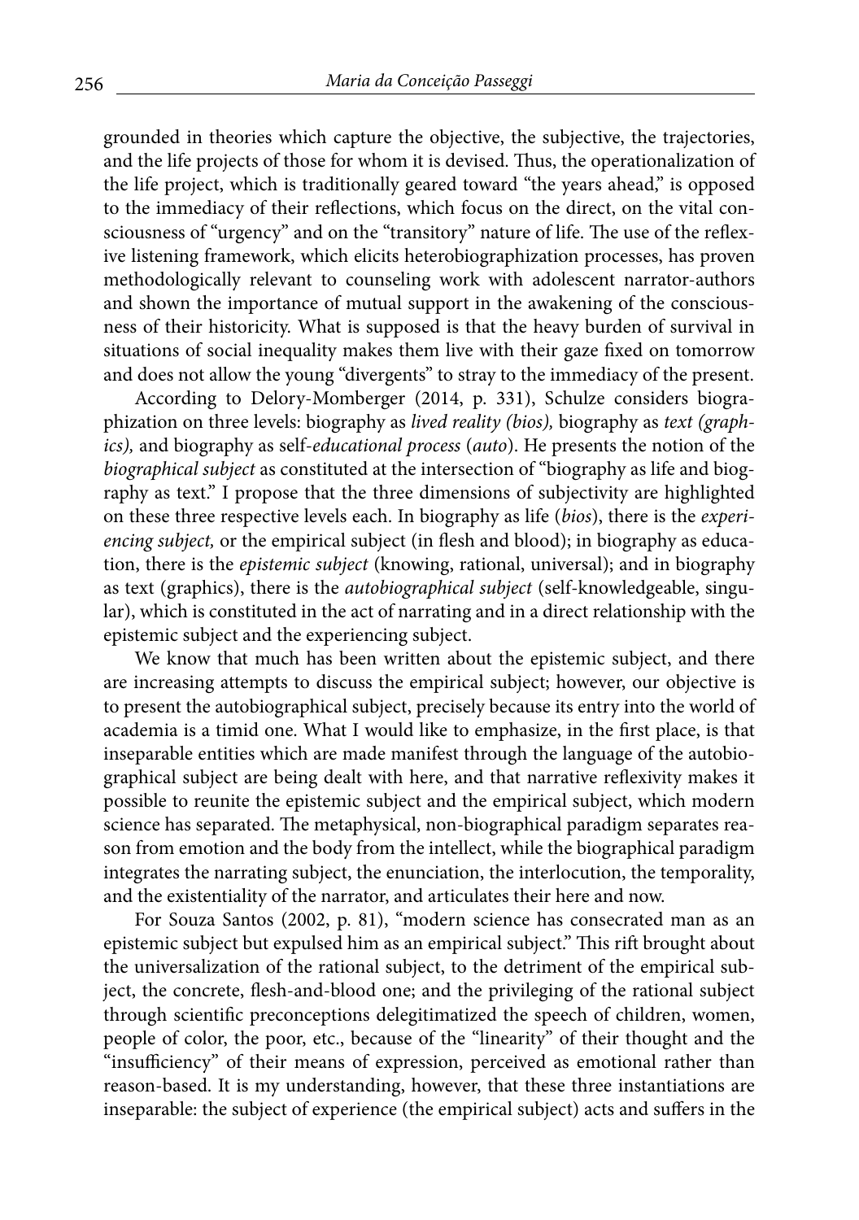grounded in theories which capture the objective, the subjective, the trajectories, and the life projects of those for whom it is devised. Thus, the operationalization of the life project, which is traditionally geared toward "the years ahead," is opposed to the immediacy of their reflections, which focus on the direct, on the vital consciousness of "urgency" and on the "transitory" nature of life. The use of the reflexive listening framework, which elicits heterobiographization processes, has proven methodologically relevant to counseling work with adolescent narrator-authors and shown the importance of mutual support in the awakening of the consciousness of their historicity. What is supposed is that the heavy burden of survival in situations of social inequality makes them live with their gaze fixed on tomorrow and does not allow the young "divergents" to stray to the immediacy of the present.

According to Delory-Momberger (2014, p. 331), Schulze considers biographization on three levels: biography as *lived reality (bios),* biography as *text (graphics),* and biography as self-*educational process* (*auto*). He presents the notion of the *biographical subject* as constituted at the intersection of "biography as life and biography as text." I propose that the three dimensions of subjectivity are highlighted on these three respective levels each. In biography as life (*bios*), there is the *experiencing subject,* or the empirical subject (in flesh and blood); in biography as education, there is the *epistemic subject* (knowing, rational, universal); and in biography as text (graphics), there is the *autobiographical subject* (self-knowledgeable, singular), which is constituted in the act of narrating and in a direct relationship with the epistemic subject and the experiencing subject.

We know that much has been written about the epistemic subject, and there are increasing attempts to discuss the empirical subject; however, our objective is to present the autobiographical subject, precisely because its entry into the world of academia is a timid one. What I would like to emphasize, in the first place, is that inseparable entities which are made manifest through the language of the autobiographical subject are being dealt with here, and that narrative reflexivity makes it possible to reunite the epistemic subject and the empirical subject, which modern science has separated. The metaphysical, non-biographical paradigm separates reason from emotion and the body from the intellect, while the biographical paradigm integrates the narrating subject, the enunciation, the interlocution, the temporality, and the existentiality of the narrator, and articulates their here and now.

For Souza Santos (2002, p. 81), "modern science has consecrated man as an epistemic subject but expulsed him as an empirical subject." This rift brought about the universalization of the rational subject, to the detriment of the empirical subject, the concrete, flesh-and-blood one; and the privileging of the rational subject through scientific preconceptions delegitimatized the speech of children, women, people of color, the poor, etc., because of the "linearity" of their thought and the "insufficiency" of their means of expression, perceived as emotional rather than reason-based. It is my understanding, however, that these three instantiations are inseparable: the subject of experience (the empirical subject) acts and suffers in the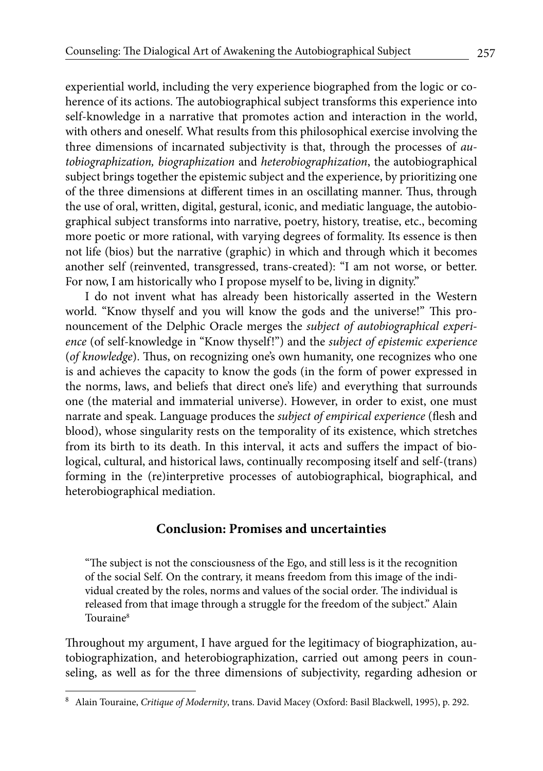experiential world, including the very experience biographed from the logic or coherence of its actions. The autobiographical subject transforms this experience into self-knowledge in a narrative that promotes action and interaction in the world, with others and oneself. What results from this philosophical exercise involving the three dimensions of incarnated subjectivity is that, through the processes of *autobiographization, biographization* and *heterobiographization*, the autobiographical subject brings together the epistemic subject and the experience, by prioritizing one of the three dimensions at different times in an oscillating manner. Thus, through the use of oral, written, digital, gestural, iconic, and mediatic language, the autobiographical subject transforms into narrative, poetry, history, treatise, etc., becoming more poetic or more rational, with varying degrees of formality. Its essence is then not life (bios) but the narrative (graphic) in which and through which it becomes another self (reinvented, transgressed, trans-created): "I am not worse, or better. For now, I am historically who I propose myself to be, living in dignity."

I do not invent what has already been historically asserted in the Western world. "Know thyself and you will know the gods and the universe!" This pronouncement of the Delphic Oracle merges the *subject of autobiographical experience* (of self-knowledge in "Know thyself!") and the *subject of epistemic experience* (*of knowledge*). Thus, on recognizing one's own humanity, one recognizes who one is and achieves the capacity to know the gods (in the form of power expressed in the norms, laws, and beliefs that direct one's life) and everything that surrounds one (the material and immaterial universe). However, in order to exist, one must narrate and speak. Language produces the *subject of empirical experience* (flesh and blood), whose singularity rests on the temporality of its existence, which stretches from its birth to its death. In this interval, it acts and suffers the impact of biological, cultural, and historical laws, continually recomposing itself and self-(trans) forming in the (re)interpretive processes of autobiographical, biographical, and heterobiographical mediation.

## Conclusion: Promises and uncertainties

> "The subject is not the consciousness of the Ego, and still less is it the recognition of the social Self. On the contrary, it means freedom from this image of the individual created by the roles, norms and values of the social order. The individual is released from that image through a struggle for the freedom of the subject." Alain Touraine[8]

Throughout my argument, I have argued for the legitimacy of biographization, autobiographization, and heterobiographization, carried out among peers in counseling, as well as for the three dimensions of subjectivity, regarding adhesion or

[8] Alain Touraine, *Critique of Modernity*, trans. David Macey (Oxford: Basil Blackwell, 1995), p. 292.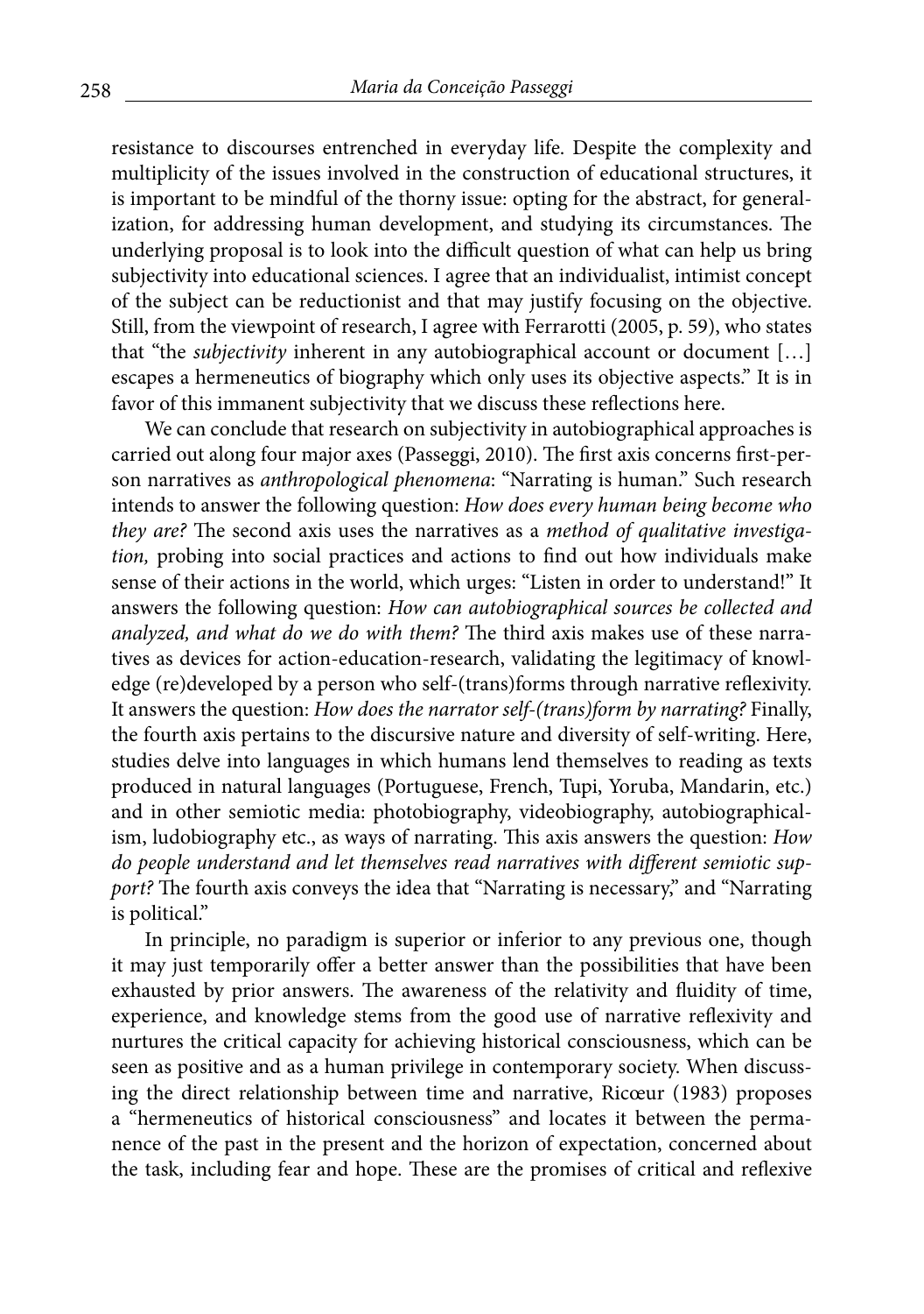resistance to discourses entrenched in everyday life. Despite the complexity and multiplicity of the issues involved in the construction of educational structures, it is important to be mindful of the thorny issue: opting for the abstract, for generalization, for addressing human development, and studying its circumstances. The underlying proposal is to look into the difficult question of what can help us bring subjectivity into educational sciences. I agree that an individualist, intimist concept of the subject can be reductionist and that may justify focusing on the objective. Still, from the viewpoint of research, I agree with Ferrarotti (2005, p. 59), who states that "the *subjectivity* inherent in any autobiographical account or document […] escapes a hermeneutics of biography which only uses its objective aspects." It is in favor of this immanent subjectivity that we discuss these reflections here.

We can conclude that research on subjectivity in autobiographical approaches is carried out along four major axes (Passeggi, 2010). The first axis concerns first-person narratives as *anthropological phenomena*: "Narrating is human." Such research intends to answer the following question: *How does every human being become who they are?* The second axis uses the narratives as a *method of qualitative investigation,* probing into social practices and actions to find out how individuals make sense of their actions in the world, which urges: "Listen in order to understand!" It answers the following question: *How can autobiographical sources be collected and analyzed, and what do we do with them?* The third axis makes use of these narratives as devices for action-education-research, validating the legitimacy of knowledge (re)developed by a person who self-(trans)forms through narrative reflexivity. It answers the question: *How does the narrator self-(trans)form by narrating?* Finally, the fourth axis pertains to the discursive nature and diversity of self-writing. Here, studies delve into languages in which humans lend themselves to reading as texts produced in natural languages (Portuguese, French, Tupi, Yoruba, Mandarin, etc.) and in other semiotic media: photobiography, videobiography, autobiographicalism, ludobiography etc., as ways of narrating. This axis answers the question: *How do people understand and let themselves read narratives with different semiotic support?* The fourth axis conveys the idea that "Narrating is necessary," and "Narrating is political."

In principle, no paradigm is superior or inferior to any previous one, though it may just temporarily offer a better answer than the possibilities that have been exhausted by prior answers. The awareness of the relativity and fluidity of time, experience, and knowledge stems from the good use of narrative reflexivity and nurtures the critical capacity for achieving historical consciousness, which can be seen as positive and as a human privilege in contemporary society. When discussing the direct relationship between time and narrative, Ricœur (1983) proposes a "hermeneutics of historical consciousness" and locates it between the permanence of the past in the present and the horizon of expectation, concerned about the task, including fear and hope. These are the promises of critical and reflexive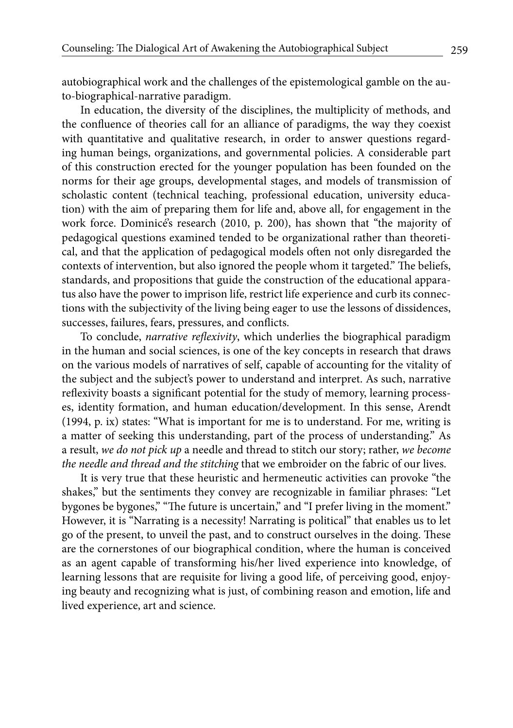autobiographical work and the challenges of the epistemological gamble on the auto-biographical-narrative paradigm.

In education, the diversity of the disciplines, the multiplicity of methods, and the confluence of theories call for an alliance of paradigms, the way they coexist with quantitative and qualitative research, in order to answer questions regarding human beings, organizations, and governmental policies. A considerable part of this construction erected for the younger population has been founded on the norms for their age groups, developmental stages, and models of transmission of scholastic content (technical teaching, professional education, university education) with the aim of preparing them for life and, above all, for engagement in the work force. Dominicé's research (2010, p. 200), has shown that "the majority of pedagogical questions examined tended to be organizational rather than theoretical, and that the application of pedagogical models often not only disregarded the contexts of intervention, but also ignored the people whom it targeted." The beliefs, standards, and propositions that guide the construction of the educational apparatus also have the power to imprison life, restrict life experience and curb its connections with the subjectivity of the living being eager to use the lessons of dissidences, successes, failures, fears, pressures, and conflicts.

To conclude, *narrative reflexivity*, which underlies the biographical paradigm in the human and social sciences, is one of the key concepts in research that draws on the various models of narratives of self, capable of accounting for the vitality of the subject and the subject's power to understand and interpret. As such, narrative reflexivity boasts a significant potential for the study of memory, learning processes, identity formation, and human education/development. In this sense, Arendt (1994, p. ix) states: "What is important for me is to understand. For me, writing is a matter of seeking this understanding, part of the process of understanding." As a result, *we do not pick up* a needle and thread to stitch our story; rather, *we become the needle and thread and the stitching* that we embroider on the fabric of our lives.

It is very true that these heuristic and hermeneutic activities can provoke "the shakes," but the sentiments they convey are recognizable in familiar phrases: "Let bygones be bygones," "The future is uncertain," and "I prefer living in the moment." However, it is "Narrating is a necessity! Narrating is political" that enables us to let go of the present, to unveil the past, and to construct ourselves in the doing. These are the cornerstones of our biographical condition, where the human is conceived as an agent capable of transforming his/her lived experience into knowledge, of learning lessons that are requisite for living a good life, of perceiving good, enjoying beauty and recognizing what is just, of combining reason and emotion, life and lived experience, art and science.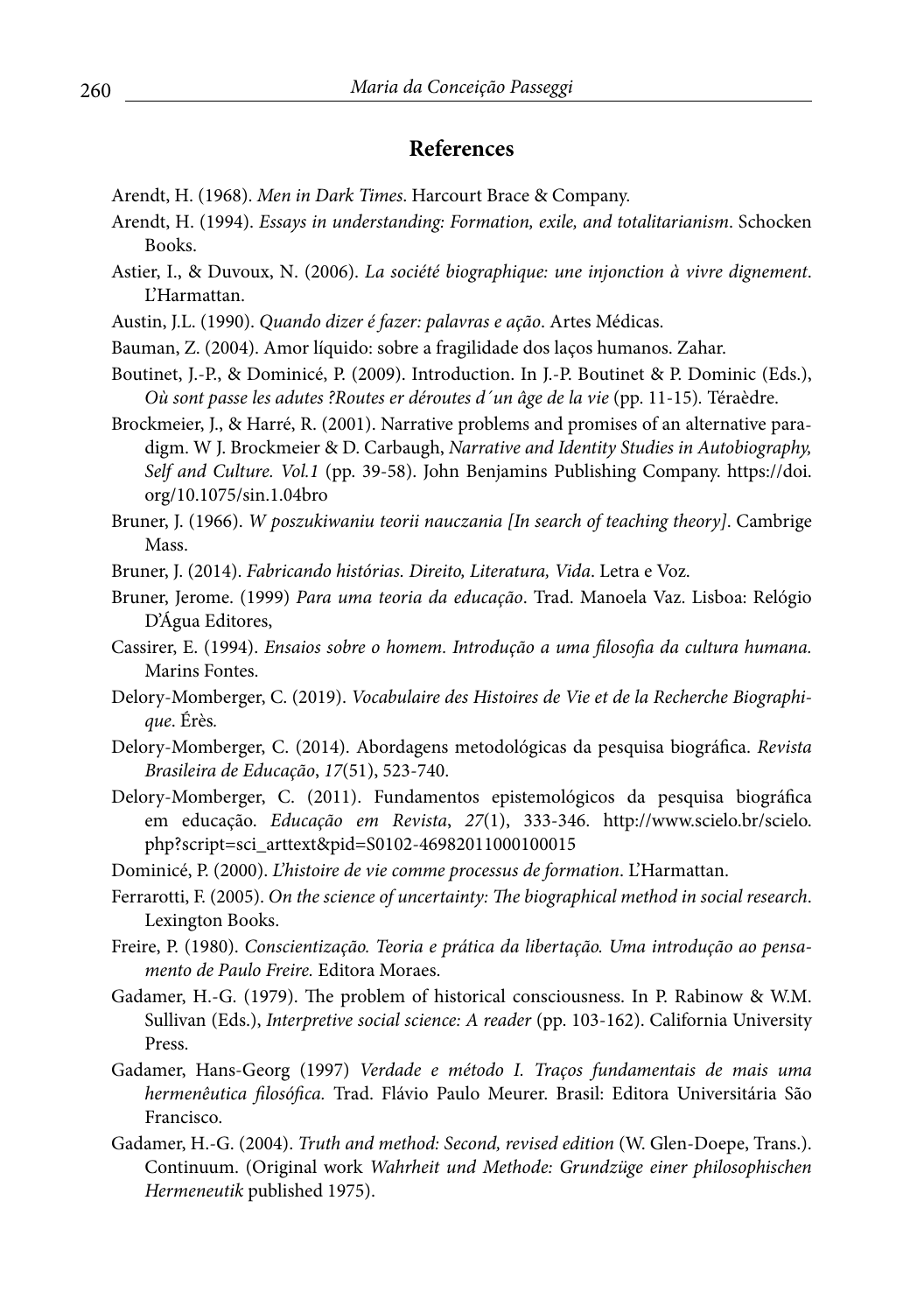## References

Arendt, H. (1968). *Men in Dark Times*. Harcourt Brace & Company.

Arendt, H. (1994). *Essays in understanding: Formation, exile, and totalitarianism*. Schocken Books.

Astier, I., & Duvoux, N. (2006). *La société biographique: une injonction à vivre dignement*. L'Harmattan.

Austin, J.L. (1990). *Quando dizer é fazer: palavras e ação*. Artes Médicas.

Bauman, Z. (2004). Amor líquido: sobre a fragilidade dos laços humanos. Zahar.

Boutinet, J.-P., & Dominicé, P. (2009). Introduction. In J.-P. Boutinet & P. Dominic (Eds.), *Où sont passe les adutes ?Routes er déroutes d´un âge de la vie* (pp. 11-15). Téraèdre.

Brockmeier, J., & Harré, R. (2001). Narrative problems and promises of an alternative paradigm. W J. Brockmeier & D. Carbaugh, *Narrative and Identity Studies in Autobiography, Self and Culture. Vol.1* (pp. 39-58). John Benjamins Publishing Company. https://doi.org/10.1075/sin.1.04bro

Bruner, J. (1966). *W poszukiwaniu teorii nauczania [In search of teaching theory]*. Cambrige Mass.

Bruner, J. (2014). *Fabricando histórias. Direito, Literatura, Vida*. Letra e Voz.

Bruner, Jerome. (1999) *Para uma teoria da educação*. Trad. Manoela Vaz. Lisboa: Relógio D'Água Editores,

Cassirer, E. (1994). *Ensaios sobre o homem. Introdução a uma filosofia da cultura humana.* Marins Fontes.

Delory-Momberger, C. (2019). *Vocabulaire des Histoires de Vie et de la Recherche Biographique*. Érès.

Delory-Momberger, C. (2014). Abordagens metodológicas da pesquisa biográfica. *Revista Brasileira de Educação*, *17*(51), 523-740.

Delory-Momberger, C. (2011). Fundamentos epistemológicos da pesquisa biográfica em educação. *Educação em Revista*, *27*(1), 333-346. http://www.scielo.br/scielo.php?script=sci_arttext&pid=S0102-46982011000100015

Dominicé, P. (2000). *L'histoire de vie comme processus de formation*. L'Harmattan.

Ferrarotti, F. (2005). *On the science of uncertainty: The biographical method in social research*. Lexington Books.

Freire, P. (1980). *Conscientização. Teoria e prática da libertação. Uma introdução ao pensamento de Paulo Freire.* Editora Moraes.

Gadamer, H.-G. (1979). The problem of historical consciousness. In P. Rabinow & W.M. Sullivan (Eds.), *Interpretive social science: A reader* (pp. 103-162). California University Press.

Gadamer, Hans-Georg (1997) *Verdade e método I. Traços fundamentais de mais uma hermenêutica filosófica.* Trad. Flávio Paulo Meurer. Brasil: Editora Universitária São Francisco.

Gadamer, H.-G. (2004). *Truth and method: Second, revised edition* (W. Glen-Doepe, Trans.). Continuum. (Original work *Wahrheit und Methode: Grundzüge einer philosophischen Hermeneutik* published 1975).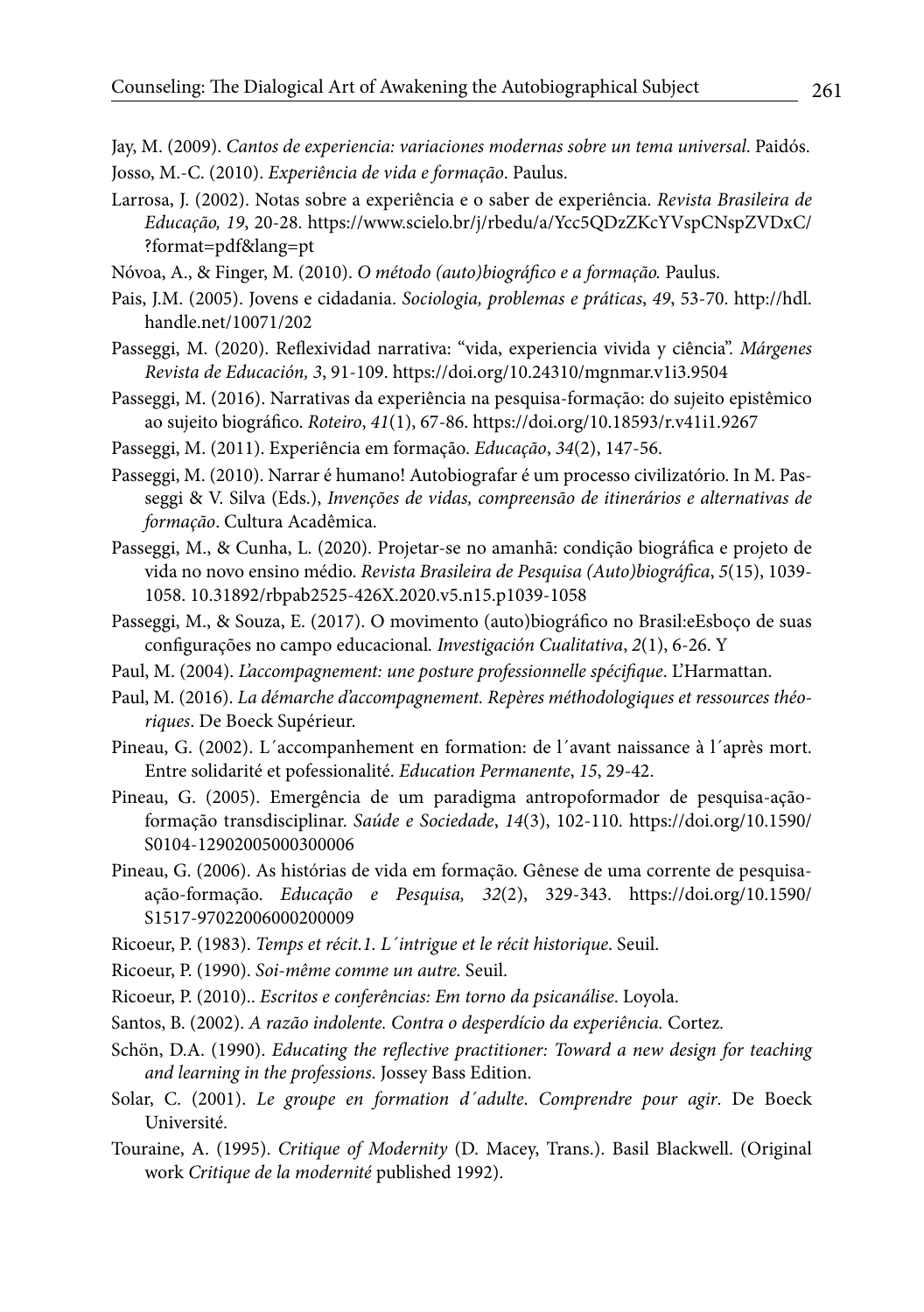Jay, M. (2009). *Cantos de experiencia: variaciones modernas sobre un tema universal*. Paidós.

Josso, M.-C. (2010). *Experiência de vida e formação*. Paulus.

Larrosa, J. (2002). Notas sobre a experiência e o saber de experiência. *Revista Brasileira de Educação, 19*, 20-28. https://www.scielo.br/j/rbedu/a/Ycc5QDzZKcYVspCNspZVDxC/?format=pdf&lang=pt

Nóvoa, A., & Finger, M. (2010). *O método (auto)biográfico e a formação.* Paulus.

Pais, J.M. (2005). Jovens e cidadania. *Sociologia, problemas e práticas*, *49*, 53-70. http://hdl.handle.net/10071/202

Passeggi, M. (2020). Reflexividad narrativa: "vida, experiencia vivida y ciência". *Márgenes Revista de Educación, 3*, 91-109. https://doi.org/10.24310/mgnmar.v1i3.9504

Passeggi, M. (2016). Narrativas da experiência na pesquisa-formação: do sujeito epistêmico ao sujeito biográfico. *Roteiro*, *41*(1), 67-86. https://doi.org/10.18593/r.v41i1.9267

Passeggi, M. (2011). Experiência em formação. *Educação*, *34*(2), 147-56.

Passeggi, M. (2010). Narrar é humano! Autobiografar é um processo civilizatório. In M. Passeggi & V. Silva (Eds.), *Invenções de vidas, compreensão de itinerários e alternativas de formação*. Cultura Acadêmica.

Passeggi, M., & Cunha, L. (2020). Projetar-se no amanhã: condição biográfica e projeto de vida no novo ensino médio. *Revista Brasileira de Pesquisa (Auto)biográfica*, *5*(15), 1039-1058. 10.31892/rbpab2525-426X.2020.v5.n15.p1039-1058

Passeggi, M., & Souza, E. (2017). O movimento (auto)biográfico no Brasil:eEsboço de suas configurações no campo educacional. *Investigación Cualitativa*, *2*(1), 6-26. Y

Paul, M. (2004). *L'accompagnement: une posture professionnelle spécifique*. L'Harmattan.

Paul, M. (2016). *La démarche d'accompagnement. Repères méthodologiques et ressources théoriques*. De Boeck Supérieur.

Pineau, G. (2002). L´accompanhement en formation: de l´avant naissance à l´après mort. Entre solidarité et pofessionalité. *Education Permanente*, *15*, 29-42.

Pineau, G. (2005). Emergência de um paradigma antropoformador de pesquisa-ação-formação transdisciplinar. *Saúde e Sociedade*, *14*(3), 102-110. https://doi.org/10.1590/S0104-12902005000300006

Pineau, G. (2006). As histórias de vida em formação. Gênese de uma corrente de pesquisa-ação-formação. *Educação e Pesquisa, 32*(2), 329-343. https://doi.org/10.1590/S1517-97022006000200009

Ricoeur, P. (1983). *Temps et récit.1. L´intrigue et le récit historique*. Seuil.

Ricoeur, P. (1990). *Soi-même comme un autre.* Seuil.

Ricoeur, P. (2010).. *Escritos e conferências: Em torno da psicanálise*. Loyola.

Santos, B. (2002). *A razão indolente. Contra o desperdício da experiência.* Cortez.

Schön, D.A. (1990). *Educating the reflective practitioner: Toward a new design for teaching and learning in the professions*. Jossey Bass Edition.

Solar, C. (2001). *Le groupe en formation d´adulte. Comprendre pour agir*. De Boeck Université.

Touraine, A. (1995). *Critique of Modernity* (D. Macey, Trans.). Basil Blackwell. (Original work *Critique de la modernité* published 1992).